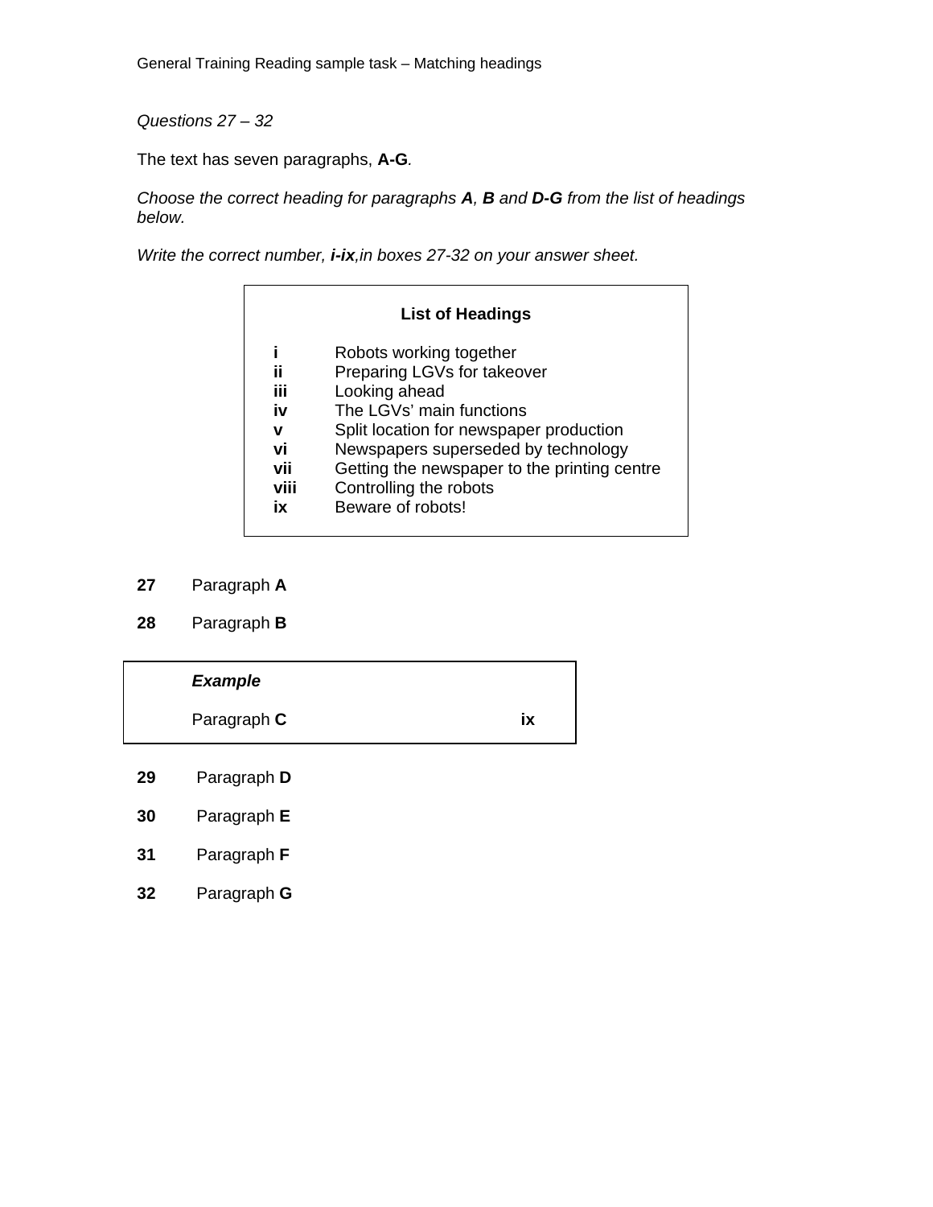General Training Reading sample task – Matching headings

*Questions 27 – 32*

The text has seven paragraphs, **A-G**.

*Choose the correct heading for paragraphs **A**, **B** and **D-G** from the list of headings below.*

*Write the correct number, **i-ix**, in boxes 27-32 on your answer sheet.*

**List of Headings**

| | |
|---|---|
| **i** | Robots working together |
| **ii** | Preparing LGVs for takeover |
| **iii** | Looking ahead |
| **iv** | The LGVs' main functions |
| **v** | Split location for newspaper production |
| **vi** | Newspapers superseded by technology |
| **vii** | Getting the newspaper to the printing centre |
| **viii** | Controlling the robots |
| **ix** | Beware of robots! |

**27** Paragraph **A**

**28** Paragraph **B**

| ***Example*** | |
|---|---|
| Paragraph **C** | **ix** |

**29** Paragraph **D**

**30** Paragraph **E**

**31** Paragraph **F**

**32** Paragraph **G**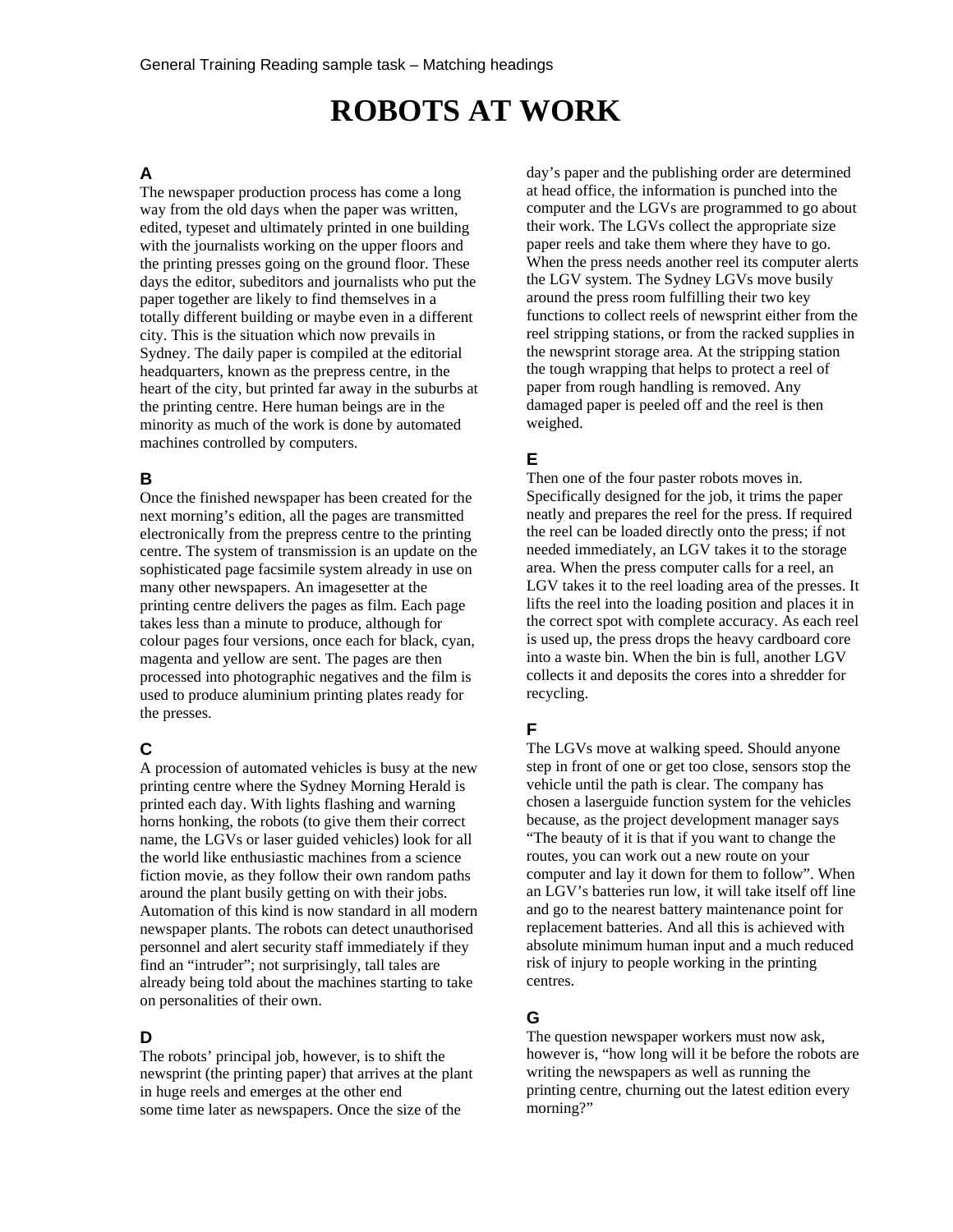# ROBOTS AT WORK

### A

The newspaper production process has come a long way from the old days when the paper was written, edited, typeset and ultimately printed in one building with the journalists working on the upper floors and the printing presses going on the ground floor. These days the editor, subeditors and journalists who put the paper together are likely to find themselves in a totally different building or maybe even in a different city. This is the situation which now prevails in Sydney. The daily paper is compiled at the editorial headquarters, known as the prepress centre, in the heart of the city, but printed far away in the suburbs at the printing centre. Here human beings are in the minority as much of the work is done by automated machines controlled by computers.

### B

Once the finished newspaper has been created for the next morning's edition, all the pages are transmitted electronically from the prepress centre to the printing centre. The system of transmission is an update on the sophisticated page facsimile system already in use on many other newspapers. An imagesetter at the printing centre delivers the pages as film. Each page takes less than a minute to produce, although for colour pages four versions, once each for black, cyan, magenta and yellow are sent. The pages are then processed into photographic negatives and the film is used to produce aluminium printing plates ready for the presses.

### C

A procession of automated vehicles is busy at the new printing centre where the Sydney Morning Herald is printed each day. With lights flashing and warning horns honking, the robots (to give them their correct name, the LGVs or laser guided vehicles) look for all the world like enthusiastic machines from a science fiction movie, as they follow their own random paths around the plant busily getting on with their jobs. Automation of this kind is now standard in all modern newspaper plants. The robots can detect unauthorised personnel and alert security staff immediately if they find an "intruder"; not surprisingly, tall tales are already being told about the machines starting to take on personalities of their own.

### D

The robots' principal job, however, is to shift the newsprint (the printing paper) that arrives at the plant in huge reels and emerges at the other end some time later as newspapers. Once the size of the day's paper and the publishing order are determined at head office, the information is punched into the computer and the LGVs are programmed to go about their work. The LGVs collect the appropriate size paper reels and take them where they have to go. When the press needs another reel its computer alerts the LGV system. The Sydney LGVs move busily around the press room fulfilling their two key functions to collect reels of newsprint either from the reel stripping stations, or from the racked supplies in the newsprint storage area. At the stripping station the tough wrapping that helps to protect a reel of paper from rough handling is removed. Any damaged paper is peeled off and the reel is then weighed.

### E

Then one of the four paster robots moves in. Specifically designed for the job, it trims the paper neatly and prepares the reel for the press. If required the reel can be loaded directly onto the press; if not needed immediately, an LGV takes it to the storage area. When the press computer calls for a reel, an LGV takes it to the reel loading area of the presses. It lifts the reel into the loading position and places it in the correct spot with complete accuracy. As each reel is used up, the press drops the heavy cardboard core into a waste bin. When the bin is full, another LGV collects it and deposits the cores into a shredder for recycling.

### F

The LGVs move at walking speed. Should anyone step in front of one or get too close, sensors stop the vehicle until the path is clear. The company has chosen a laserguide function system for the vehicles because, as the project development manager says "The beauty of it is that if you want to change the routes, you can work out a new route on your computer and lay it down for them to follow". When an LGV's batteries run low, it will take itself off line and go to the nearest battery maintenance point for replacement batteries. And all this is achieved with absolute minimum human input and a much reduced risk of injury to people working in the printing centres.

### G

The question newspaper workers must now ask, however is, "how long will it be before the robots are writing the newspapers as well as running the printing centre, churning out the latest edition every morning?"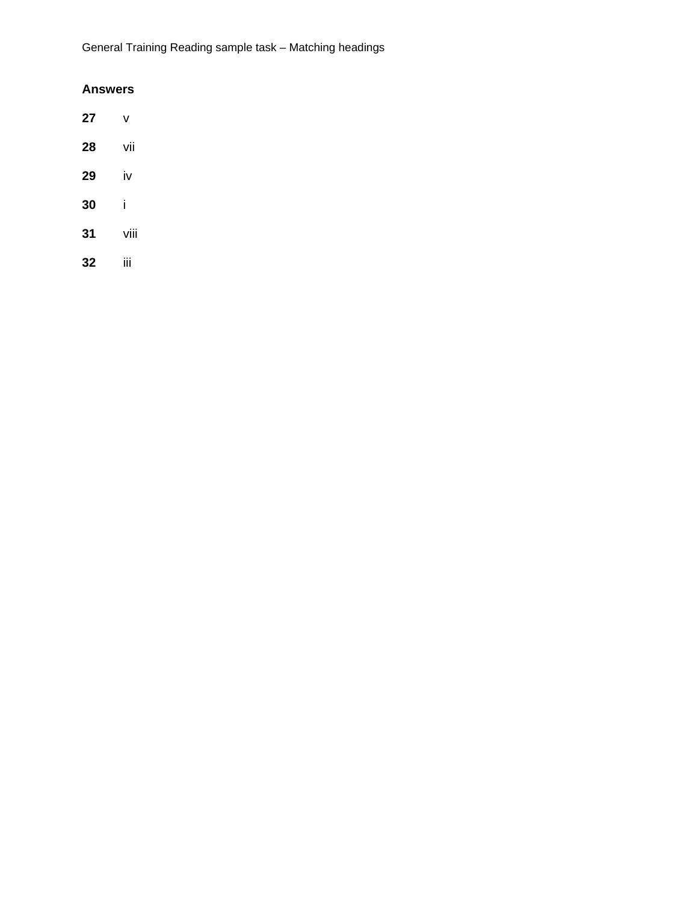**Answers**

**27** v

**28** vii

**29** iv

**30** i

**31** viii

**32** iii